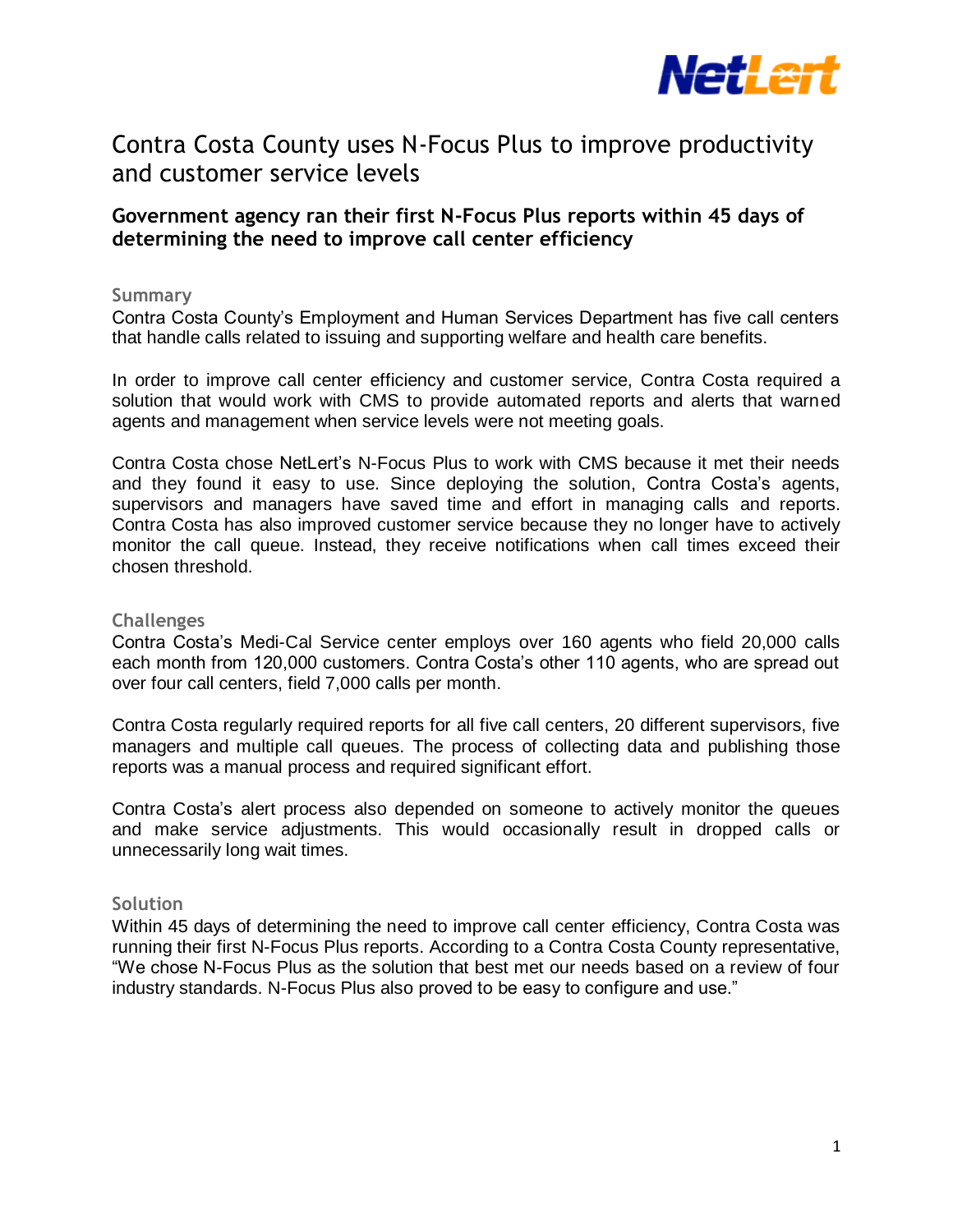NetLert

# Contra Costa County uses N-Focus Plus to improve productivity and customer service levels

## Government agency ran their first N-Focus Plus reports within 45 days of determining the need to improve call center efficiency

### Summary

Contra Costa County's Employment and Human Services Department has five call centers that handle calls related to issuing and supporting welfare and health care benefits.

In order to improve call center efficiency and customer service, Contra Costa required a solution that would work with CMS to provide automated reports and alerts that warned agents and management when service levels were not meeting goals.

Contra Costa chose NetLert's N-Focus Plus to work with CMS because it met their needs and they found it easy to use. Since deploying the solution, Contra Costa's agents, supervisors and managers have saved time and effort in managing calls and reports. Contra Costa has also improved customer service because they no longer have to actively monitor the call queue. Instead, they receive notifications when call times exceed their chosen threshold.

### Challenges

Contra Costa's Medi-Cal Service center employs over 160 agents who field 20,000 calls each month from 120,000 customers. Contra Costa's other 110 agents, who are spread out over four call centers, field 7,000 calls per month.

Contra Costa regularly required reports for all five call centers, 20 different supervisors, five managers and multiple call queues. The process of collecting data and publishing those reports was a manual process and required significant effort.

Contra Costa's alert process also depended on someone to actively monitor the queues and make service adjustments. This would occasionally result in dropped calls or unnecessarily long wait times.

### Solution

Within 45 days of determining the need to improve call center efficiency, Contra Costa was running their first N-Focus Plus reports. According to a Contra Costa County representative, "We chose N-Focus Plus as the solution that best met our needs based on a review of four industry standards. N-Focus Plus also proved to be easy to configure and use."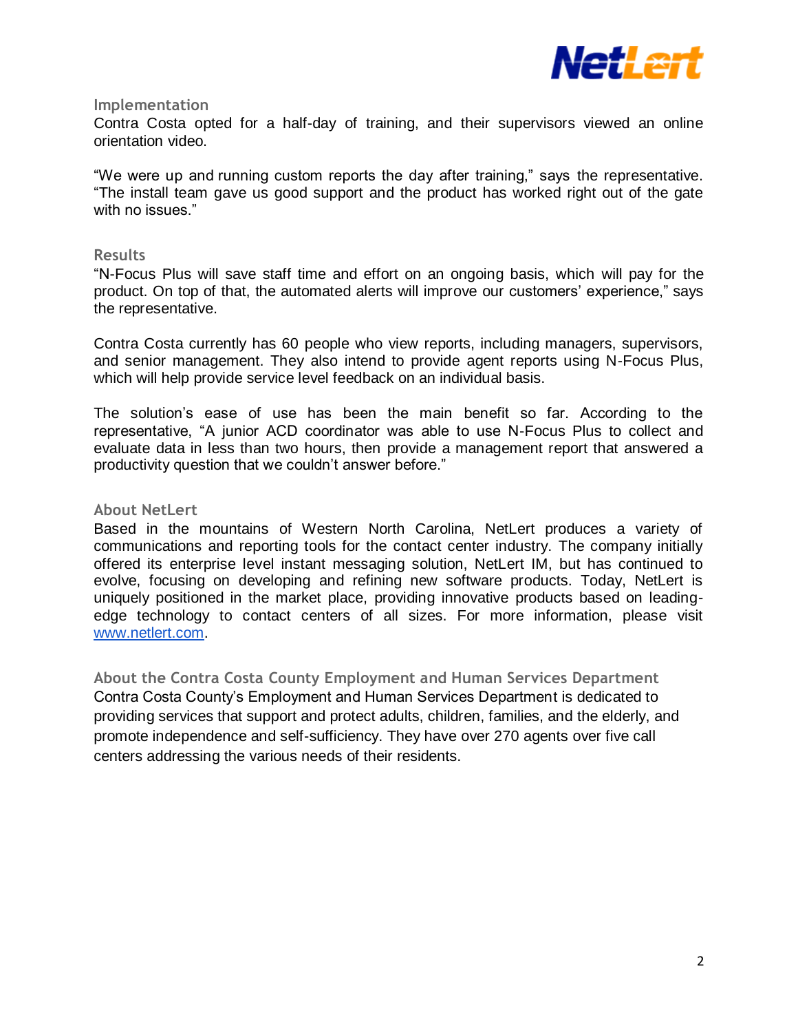## Implementation

Contra Costa opted for a half-day of training, and their supervisors viewed an online orientation video.

"We were up and running custom reports the day after training," says the representative. "The install team gave us good support and the product has worked right out of the gate with no issues."

## Results

"N-Focus Plus will save staff time and effort on an ongoing basis, which will pay for the product. On top of that, the automated alerts will improve our customers' experience," says the representative.

Contra Costa currently has 60 people who view reports, including managers, supervisors, and senior management. They also intend to provide agent reports using N-Focus Plus, which will help provide service level feedback on an individual basis.

The solution's ease of use has been the main benefit so far. According to the representative, "A junior ACD coordinator was able to use N-Focus Plus to collect and evaluate data in less than two hours, then provide a management report that answered a productivity question that we couldn't answer before."

## About NetLert

Based in the mountains of Western North Carolina, NetLert produces a variety of communications and reporting tools for the contact center industry. The company initially offered its enterprise level instant messaging solution, NetLert IM, but has continued to evolve, focusing on developing and refining new software products. Today, NetLert is uniquely positioned in the market place, providing innovative products based on leading-edge technology to contact centers of all sizes. For more information, please visit www.netlert.com.

## About the Contra Costa County Employment and Human Services Department

Contra Costa County's Employment and Human Services Department is dedicated to providing services that support and protect adults, children, families, and the elderly, and promote independence and self-sufficiency. They have over 270 agents over five call centers addressing the various needs of their residents.